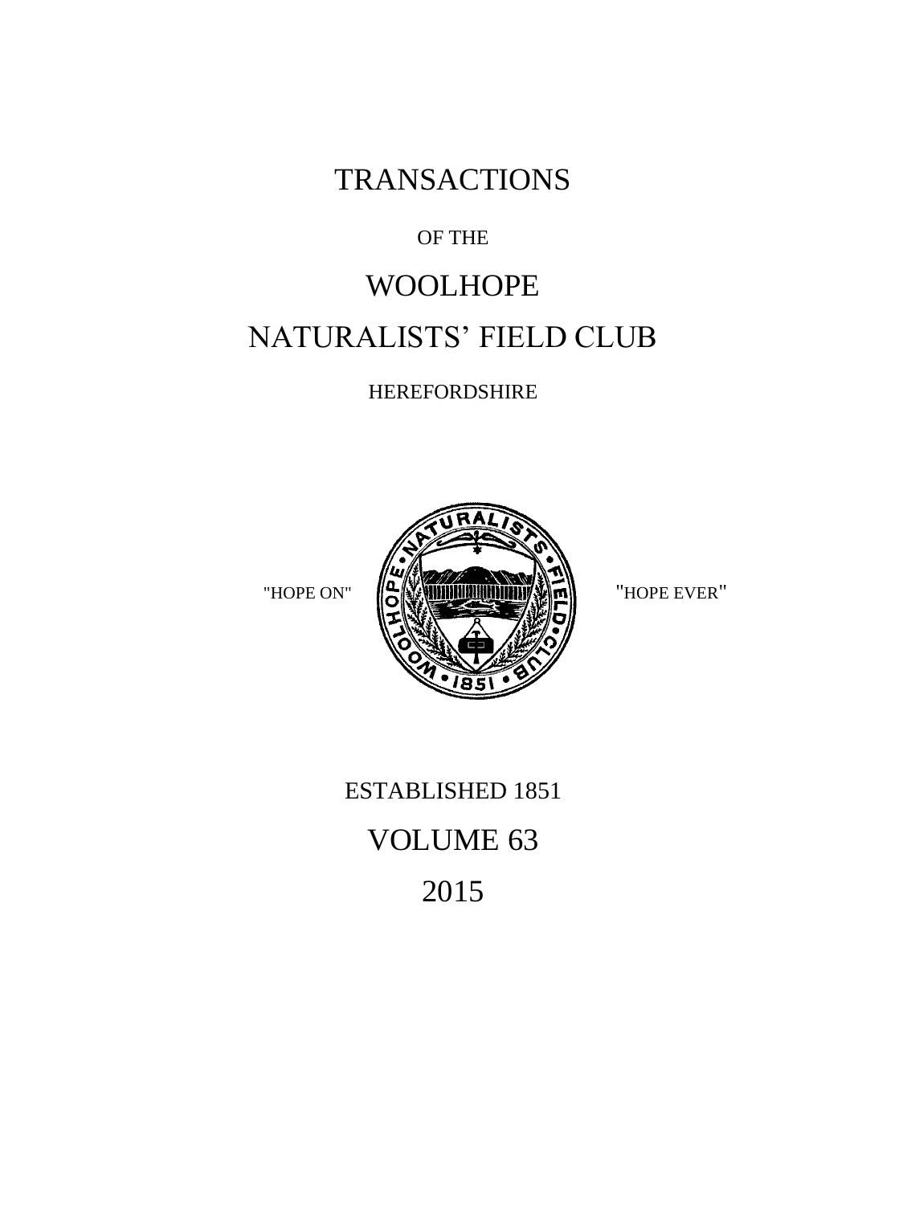# TRANSACTIONS

OF THE

# WOOLHOPE

# NATURALISTS' FIELD CLUB

HEREFORDSHIRE

"HOPE ON" "HOPE EVER"

ESTABLISHED 1851

## VOLUME 63

## 2015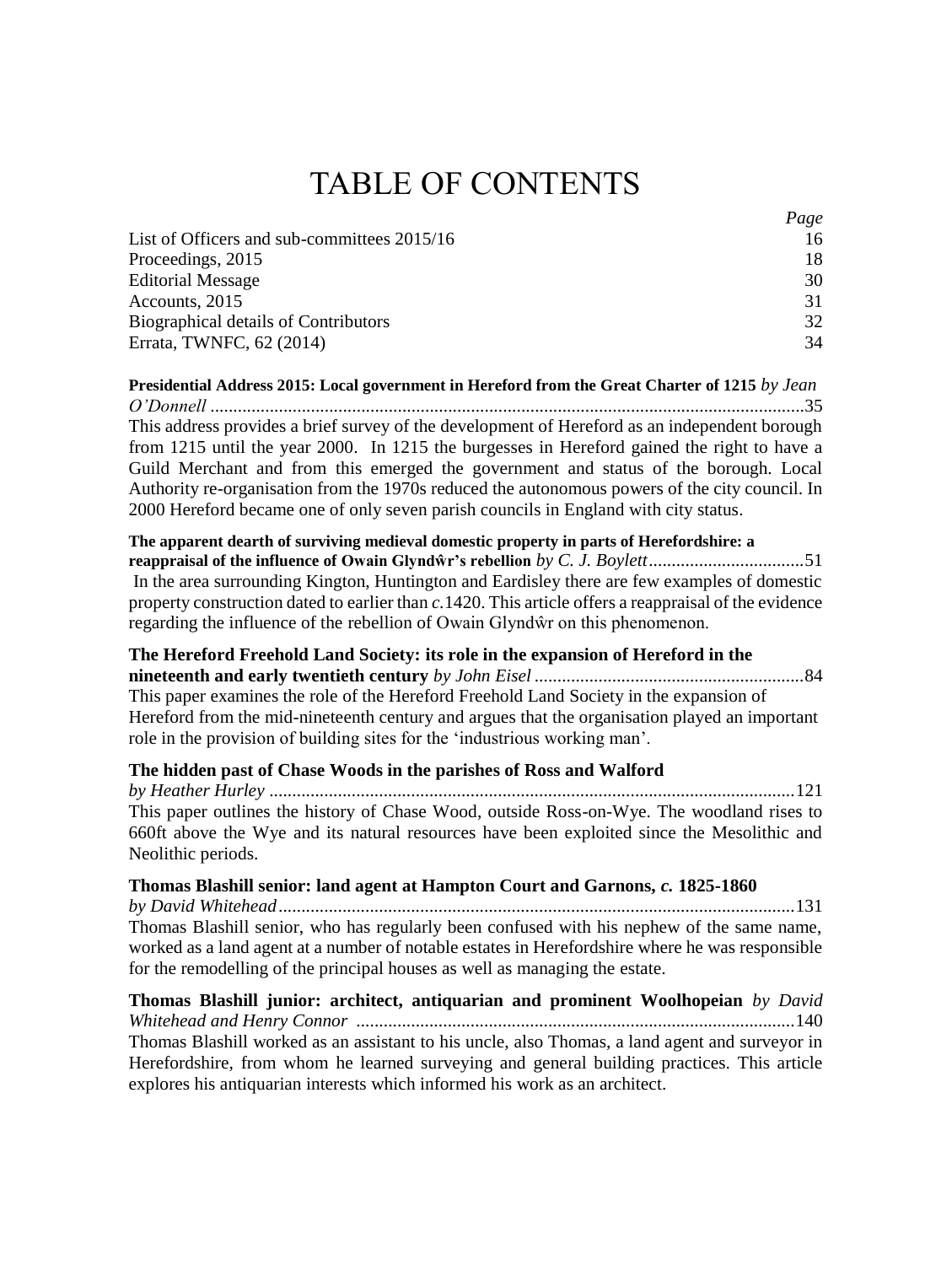# TABLE OF CONTENTS

| | *Page* |
|---|---|
| List of Officers and sub-committees 2015/16 | 16 |
| Proceedings, 2015 | 18 |
| Editorial Message | 30 |
| Accounts, 2015 | 31 |
| Biographical details of Contributors | 32 |
| Errata, TWNFC, 62 (2014) | 34 |

**Presidential Address 2015: Local government in Hereford from the Great Charter of 1215** *by Jean O'Donnell* ....................35
This address provides a brief survey of the development of Hereford as an independent borough from 1215 until the year 2000. In 1215 the burgesses in Hereford gained the right to have a Guild Merchant and from this emerged the government and status of the borough. Local Authority re-organisation from the 1970s reduced the autonomous powers of the city council. In 2000 Hereford became one of only seven parish councils in England with city status.

**The apparent dearth of surviving medieval domestic property in parts of Herefordshire: a reappraisal of the influence of Owain Glyndŵr's rebellion** *by C. J. Boylett*....................51
In the area surrounding Kington, Huntington and Eardisley there are few examples of domestic property construction dated to earlier than *c.*1420. This article offers a reappraisal of the evidence regarding the influence of the rebellion of Owain Glyndŵr on this phenomenon.

**The Hereford Freehold Land Society: its role in the expansion of Hereford in the nineteenth and early twentieth century** *by John Eisel* ....................84
This paper examines the role of the Hereford Freehold Land Society in the expansion of Hereford from the mid-nineteenth century and argues that the organisation played an important role in the provision of building sites for the 'industrious working man'.

**The hidden past of Chase Woods in the parishes of Ross and Walford** *by Heather Hurley* ....................121
This paper outlines the history of Chase Wood, outside Ross-on-Wye. The woodland rises to 660ft above the Wye and its natural resources have been exploited since the Mesolithic and Neolithic periods.

**Thomas Blashill senior: land agent at Hampton Court and Garnons, *c.* 1825-1860** *by David Whitehead*....................131
Thomas Blashill senior, who has regularly been confused with his nephew of the same name, worked as a land agent at a number of notable estates in Herefordshire where he was responsible for the remodelling of the principal houses as well as managing the estate.

**Thomas Blashill junior: architect, antiquarian and prominent Woolhopeian** *by David Whitehead and Henry Connor* ....................140
Thomas Blashill worked as an assistant to his uncle, also Thomas, a land agent and surveyor in Herefordshire, from whom he learned surveying and general building practices. This article explores his antiquarian interests which informed his work as an architect.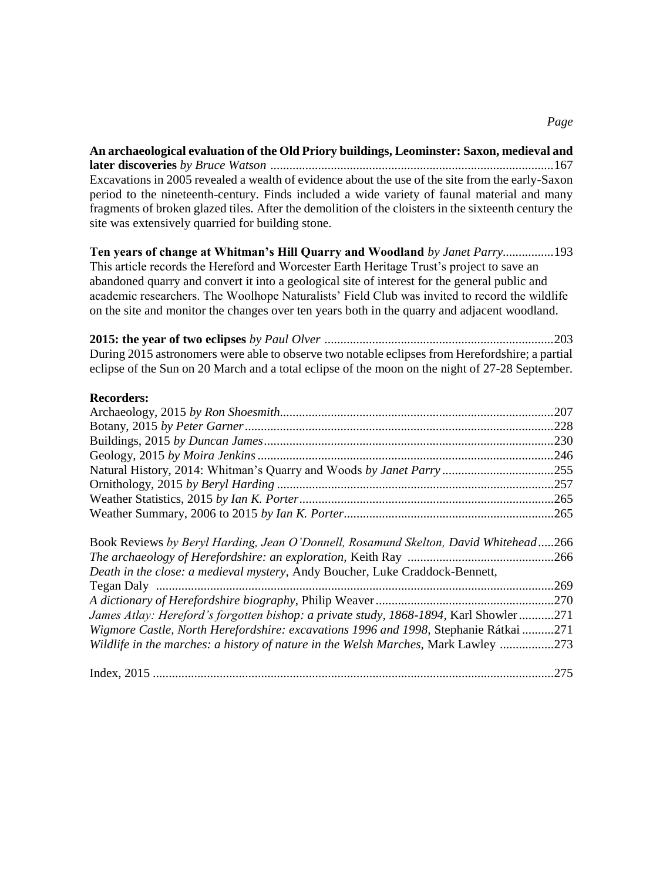*Page*

**An archaeological evaluation of the Old Priory buildings, Leominster: Saxon, medieval and later discoveries** *by Bruce Watson* ........................................................................................167
Excavations in 2005 revealed a wealth of evidence about the use of the site from the early-Saxon period to the nineteenth-century. Finds included a wide variety of faunal material and many fragments of broken glazed tiles. After the demolition of the cloisters in the sixteenth century the site was extensively quarried for building stone.

**Ten years of change at Whitman's Hill Quarry and Woodland** *by Janet Parry*................193
This article records the Hereford and Worcester Earth Heritage Trust's project to save an abandoned quarry and convert it into a geological site of interest for the general public and academic researchers. The Woolhope Naturalists' Field Club was invited to record the wildlife on the site and monitor the changes over ten years both in the quarry and adjacent woodland.

**2015: the year of two eclipses** *by Paul Olver* .......................................................................203
During 2015 astronomers were able to observe two notable eclipses from Herefordshire; a partial eclipse of the Sun on 20 March and a total eclipse of the moon on the night of 27-28 September.

**Recorders:**

Archaeology, 2015 *by Ron Shoesmith*.....................................................................................207
Botany, 2015 *by Peter Garner*.................................................................................................228
Buildings, 2015 *by Duncan James*...........................................................................................230
Geology, 2015 *by Moira Jenkins*.............................................................................................246
Natural History, 2014: Whitman's Quarry and Woods *by Janet Parry*...................................255
Ornithology, 2015 *by Beryl Harding*.......................................................................................257
Weather Statistics, 2015 *by Ian K. Porter*................................................................................265
Weather Summary, 2006 to 2015 *by Ian K. Porter*..................................................................265

Book Reviews *by Beryl Harding, Jean O'Donnell, Rosamund Skelton, David Whitehead*.....266
*The archaeology of Herefordshire: an exploration*, Keith Ray .............................................266
*Death in the close: a medieval mystery*, Andy Boucher, Luke Craddock-Bennett, Tegan Daly ............................................................................................................................269
*A dictionary of Herefordshire biography*, Philip Weaver........................................................270
*James Atlay: Hereford's forgotten bishop: a private study, 1868-1894*, Karl Showler...........271
*Wigmore Castle, North Herefordshire: excavations 1996 and 1998*, Stephanie Rátkai..........271
*Wildlife in the marches: a history of nature in the Welsh Marches*, Mark Lawley .................273

Index, 2015 ..............................................................................................................................275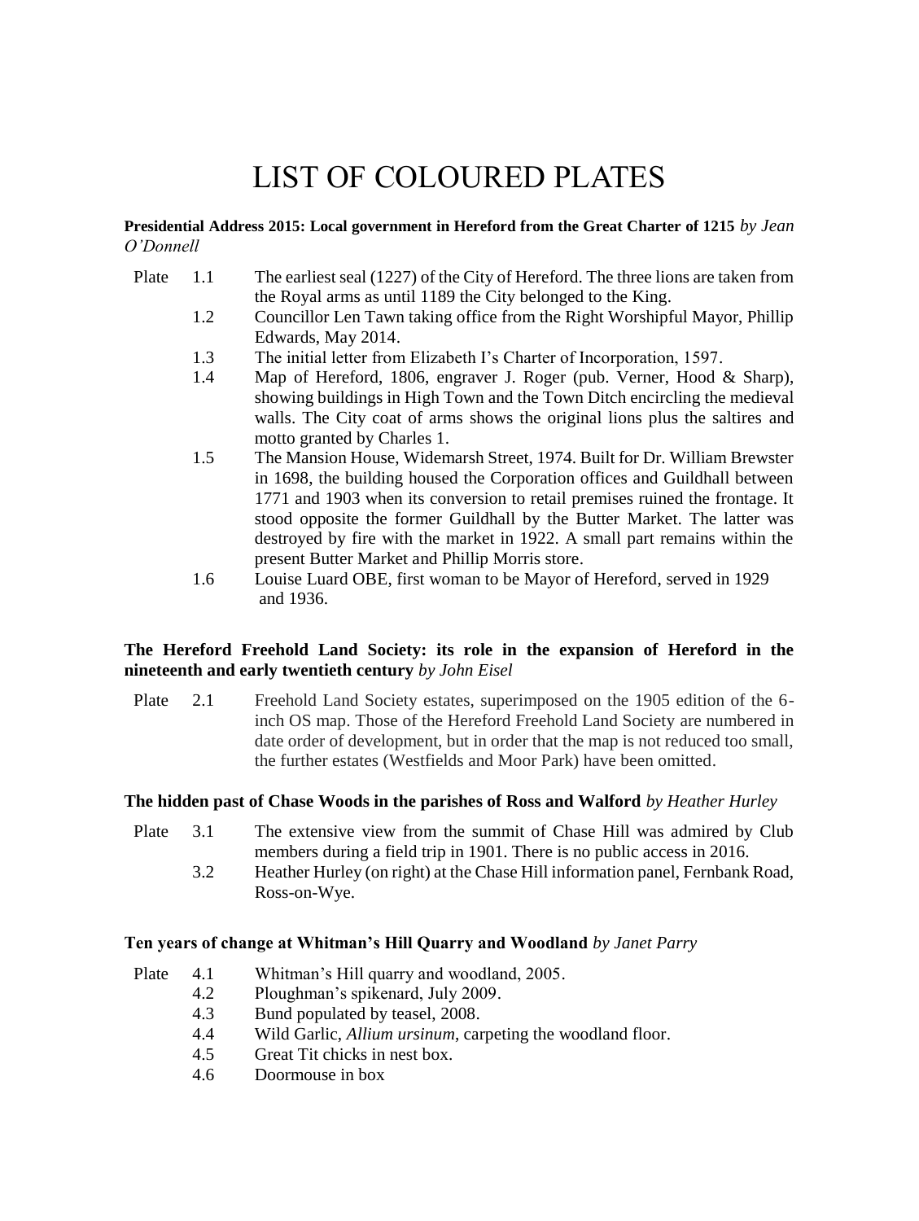# LIST OF COLOURED PLATES

**Presidential Address 2015: Local government in Hereford from the Great Charter of 1215** *by Jean O'Donnell*

Plate 1.1 The earliest seal (1227) of the City of Hereford. The three lions are taken from the Royal arms as until 1189 the City belonged to the King.

1.2 Councillor Len Tawn taking office from the Right Worshipful Mayor, Phillip Edwards, May 2014.

1.3 The initial letter from Elizabeth I's Charter of Incorporation, 1597.

1.4 Map of Hereford, 1806, engraver J. Roger (pub. Verner, Hood & Sharp), showing buildings in High Town and the Town Ditch encircling the medieval walls. The City coat of arms shows the original lions plus the saltires and motto granted by Charles 1.

1.5 The Mansion House, Widemarsh Street, 1974. Built for Dr. William Brewster in 1698, the building housed the Corporation offices and Guildhall between 1771 and 1903 when its conversion to retail premises ruined the frontage. It stood opposite the former Guildhall by the Butter Market. The latter was destroyed by fire with the market in 1922. A small part remains within the present Butter Market and Phillip Morris store.

1.6 Louise Luard OBE, first woman to be Mayor of Hereford, served in 1929 and 1936.

**The Hereford Freehold Land Society: its role in the expansion of Hereford in the nineteenth and early twentieth century** *by John Eisel*

Plate 2.1 Freehold Land Society estates, superimposed on the 1905 edition of the 6-inch OS map. Those of the Hereford Freehold Land Society are numbered in date order of development, but in order that the map is not reduced too small, the further estates (Westfields and Moor Park) have been omitted.

**The hidden past of Chase Woods in the parishes of Ross and Walford** *by Heather Hurley*

Plate 3.1 The extensive view from the summit of Chase Hill was admired by Club members during a field trip in 1901. There is no public access in 2016.

3.2 Heather Hurley (on right) at the Chase Hill information panel, Fernbank Road, Ross-on-Wye.

**Ten years of change at Whitman's Hill Quarry and Woodland** *by Janet Parry*

Plate 4.1 Whitman's Hill quarry and woodland, 2005.

4.2 Ploughman's spikenard, July 2009.

4.3 Bund populated by teasel, 2008.

4.4 Wild Garlic, *Allium ursinum*, carpeting the woodland floor.

4.5 Great Tit chicks in nest box.

4.6 Doormouse in box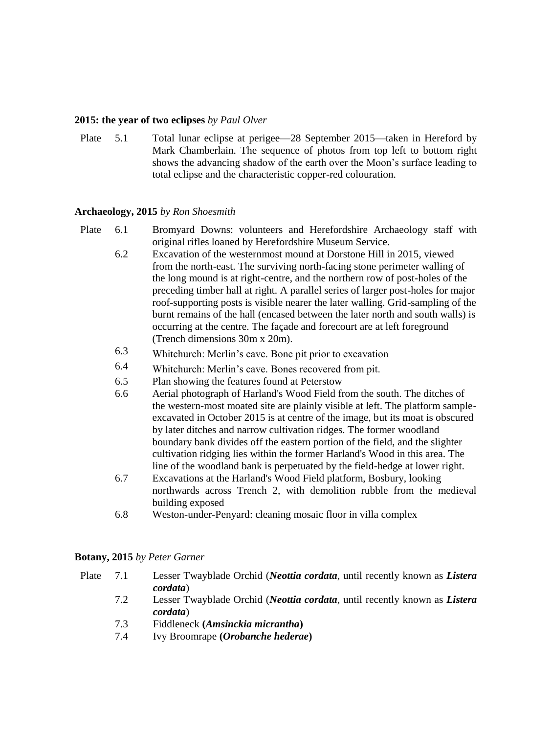**2015: the year of two eclipses** *by Paul Olver*

Plate 5.1 Total lunar eclipse at perigee—28 September 2015—taken in Hereford by Mark Chamberlain. The sequence of photos from top left to bottom right shows the advancing shadow of the earth over the Moon's surface leading to total eclipse and the characteristic copper-red colouration.

**Archaeology, 2015** *by Ron Shoesmith*

Plate 6.1 Bromyard Downs: volunteers and Herefordshire Archaeology staff with original rifles loaned by Herefordshire Museum Service.

6.2 Excavation of the westernmost mound at Dorstone Hill in 2015, viewed from the north-east. The surviving north-facing stone perimeter walling of the long mound is at right-centre, and the northern row of post-holes of the preceding timber hall at right. A parallel series of larger post-holes for major roof-supporting posts is visible nearer the later walling. Grid-sampling of the burnt remains of the hall (encased between the later north and south walls) is occurring at the centre. The façade and forecourt are at left foreground (Trench dimensions 30m x 20m).

6.3 Whitchurch: Merlin's cave. Bone pit prior to excavation

6.4 Whitchurch: Merlin's cave. Bones recovered from pit.

6.5 Plan showing the features found at Peterstow

6.6 Aerial photograph of Harland's Wood Field from the south. The ditches of the western-most moated site are plainly visible at left. The platform sample-excavated in October 2015 is at centre of the image, but its moat is obscured by later ditches and narrow cultivation ridges. The former woodland boundary bank divides off the eastern portion of the field, and the slighter cultivation ridging lies within the former Harland's Wood in this area. The line of the woodland bank is perpetuated by the field-hedge at lower right.

6.7 Excavations at the Harland's Wood Field platform, Bosbury, looking northwards across Trench 2, with demolition rubble from the medieval building exposed

6.8 Weston-under-Penyard: cleaning mosaic floor in villa complex

**Botany, 2015** *by Peter Garner*

Plate 7.1 Lesser Twayblade Orchid (***Neottia cordata***, until recently known as ***Listera cordata***)

7.2 Lesser Twayblade Orchid (***Neottia cordata***, until recently known as ***Listera cordata***)

7.3 Fiddleneck **(*Amsinckia micrantha*)**

7.4 Ivy Broomrape **(*Orobanche hederae*)**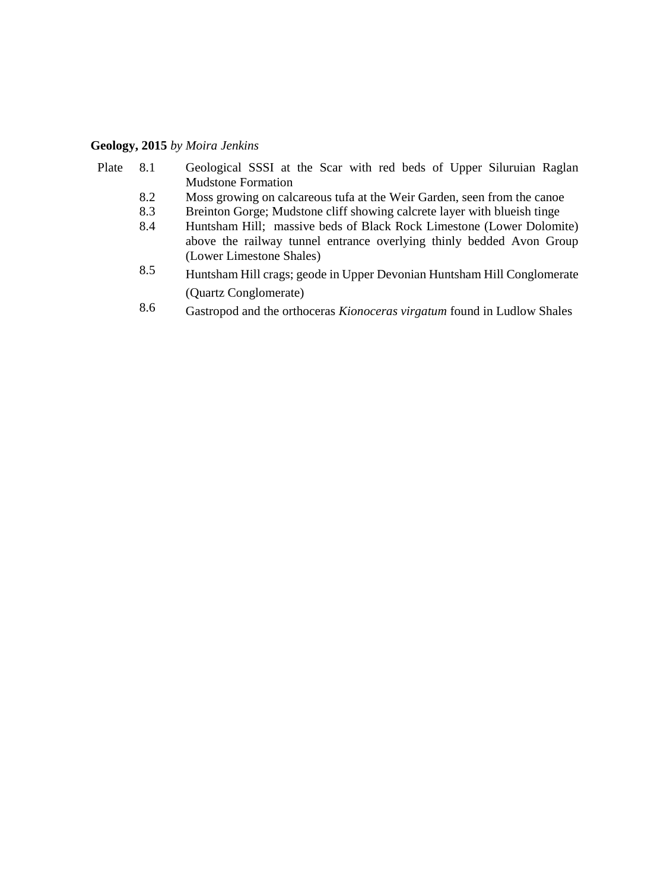**Geology, 2015** *by Moira Jenkins*

| Plate | | |
|---|---|---|
| | 8.1 | Geological SSSI at the Scar with red beds of Upper Siluruian Raglan Mudstone Formation |
| | 8.2 | Moss growing on calcareous tufa at the Weir Garden, seen from the canoe |
| | 8.3 | Breinton Gorge; Mudstone cliff showing calcrete layer with blueish tinge |
| | 8.4 | Huntsham Hill; massive beds of Black Rock Limestone (Lower Dolomite) above the railway tunnel entrance overlying thinly bedded Avon Group (Lower Limestone Shales) |
| | 8.5 | Huntsham Hill crags; geode in Upper Devonian Huntsham Hill Conglomerate (Quartz Conglomerate) |
| | 8.6 | Gastropod and the orthoceras *Kionoceras virgatum* found in Ludlow Shales |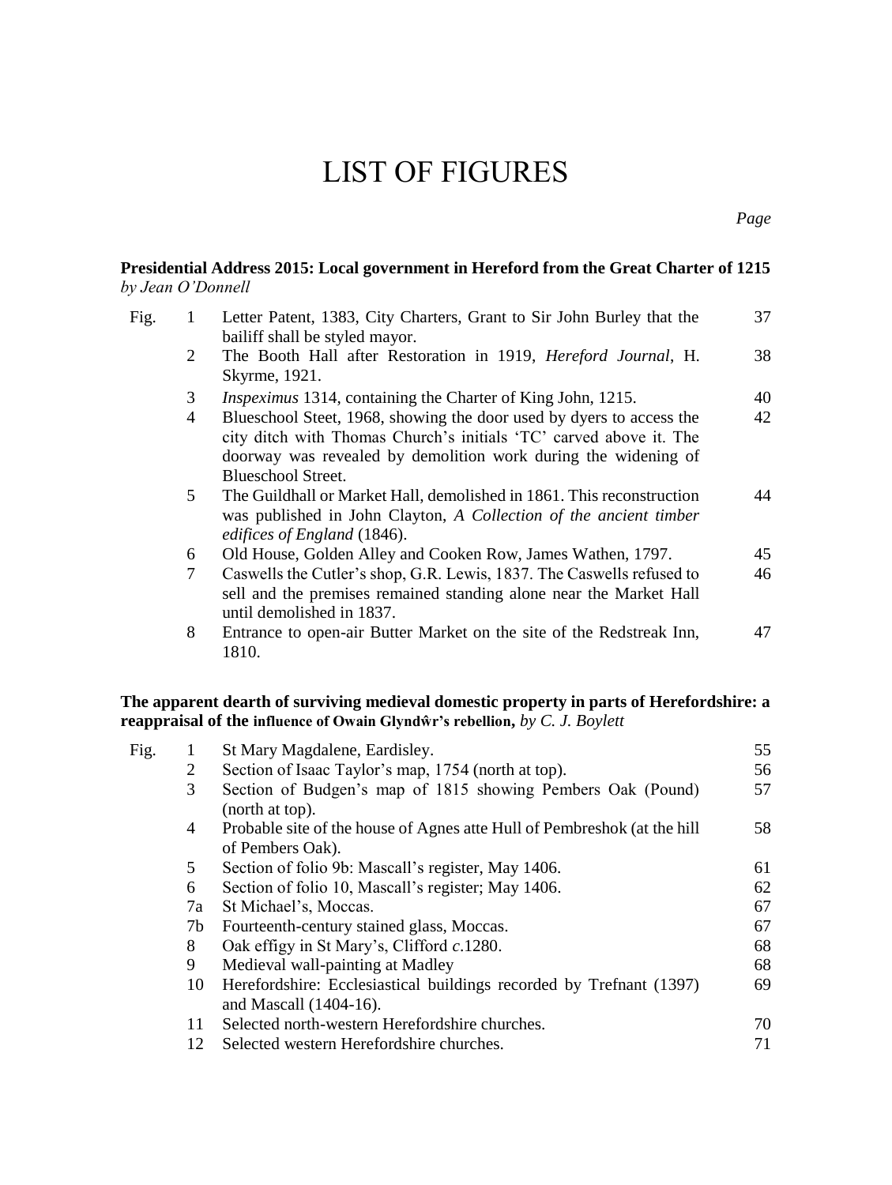# LIST OF FIGURES

*Page*

**Presidential Address 2015: Local government in Hereford from the Great Charter of 1215**
*by Jean O'Donnell*

| | | | Page |
|---|---|---|---|
| Fig. | 1 | Letter Patent, 1383, City Charters, Grant to Sir John Burley that the bailiff shall be styled mayor. | 37 |
| | 2 | The Booth Hall after Restoration in 1919, *Hereford Journal*, H. Skyrme, 1921. | 38 |
| | 3 | *Inspeximus* 1314, containing the Charter of King John, 1215. | 40 |
| | 4 | Blueschool Steet, 1968, showing the door used by dyers to access the city ditch with Thomas Church's initials 'TC' carved above it. The doorway was revealed by demolition work during the widening of Blueschool Street. | 42 |
| | 5 | The Guildhall or Market Hall, demolished in 1861. This reconstruction was published in John Clayton, *A Collection of the ancient timber edifices of England* (1846). | 44 |
| | 6 | Old House, Golden Alley and Cooken Row, James Wathen, 1797. | 45 |
| | 7 | Caswells the Cutler's shop, G.R. Lewis, 1837. The Caswells refused to sell and the premises remained standing alone near the Market Hall until demolished in 1837. | 46 |
| | 8 | Entrance to open-air Butter Market on the site of the Redstreak Inn, 1810. | 47 |

**The apparent dearth of surviving medieval domestic property in parts of Herefordshire: a reappraisal of the influence of Owain Glyndŵr's rebellion,** *by C. J. Boylett*

| | | | Page |
|---|---|---|---|
| Fig. | 1 | St Mary Magdalene, Eardisley. | 55 |
| | 2 | Section of Isaac Taylor's map, 1754 (north at top). | 56 |
| | 3 | Section of Budgen's map of 1815 showing Pembers Oak (Pound) (north at top). | 57 |
| | 4 | Probable site of the house of Agnes atte Hull of Pembreshok (at the hill of Pembers Oak). | 58 |
| | 5 | Section of folio 9b: Mascall's register, May 1406. | 61 |
| | 6 | Section of folio 10, Mascall's register; May 1406. | 62 |
| | 7a | St Michael's, Moccas. | 67 |
| | 7b | Fourteenth-century stained glass, Moccas. | 67 |
| | 8 | Oak effigy in St Mary's, Clifford *c*.1280. | 68 |
| | 9 | Medieval wall-painting at Madley | 68 |
| | 10 | Herefordshire: Ecclesiastical buildings recorded by Trefnant (1397) and Mascall (1404-16). | 69 |
| | 11 | Selected north-western Herefordshire churches. | 70 |
| | 12 | Selected western Herefordshire churches. | 71 |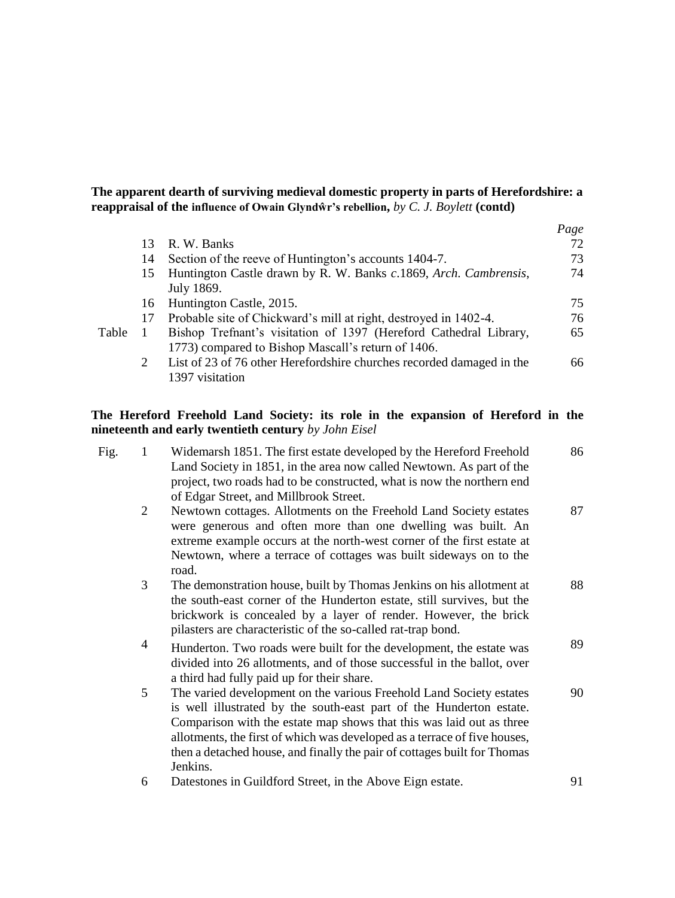**The apparent dearth of surviving medieval domestic property in parts of Herefordshire: a reappraisal of the influence of Owain Glyndŵr's rebellion,** *by C. J. Boylett* **(contd)**

| | | | *Page* |
|---|---|---|---|
| | 13 | R. W. Banks | 72 |
| | 14 | Section of the reeve of Huntington's accounts 1404-7. | 73 |
| | 15 | Huntington Castle drawn by R. W. Banks *c*.1869, *Arch. Cambrensis*, July 1869. | 74 |
| | 16 | Huntington Castle, 2015. | 75 |
| | 17 | Probable site of Chickward's mill at right, destroyed in 1402-4. | 76 |
| Table | 1 | Bishop Trefnant's visitation of 1397 (Hereford Cathedral Library, 1773) compared to Bishop Mascall's return of 1406. | 65 |
| | 2 | List of 23 of 76 other Herefordshire churches recorded damaged in the 1397 visitation | 66 |

**The Hereford Freehold Land Society: its role in the expansion of Hereford in the nineteenth and early twentieth century** *by John Eisel*

| | | | |
|---|---|---|---|
| Fig. | 1 | Widemarsh 1851. The first estate developed by the Hereford Freehold Land Society in 1851, in the area now called Newtown. As part of the project, two roads had to be constructed, what is now the northern end of Edgar Street, and Millbrook Street. | 86 |
| | 2 | Newtown cottages. Allotments on the Freehold Land Society estates were generous and often more than one dwelling was built. An extreme example occurs at the north-west corner of the first estate at Newtown, where a terrace of cottages was built sideways on to the road. | 87 |
| | 3 | The demonstration house, built by Thomas Jenkins on his allotment at the south-east corner of the Hunderton estate, still survives, but the brickwork is concealed by a layer of render. However, the brick pilasters are characteristic of the so-called rat-trap bond. | 88 |
| | 4 | Hunderton. Two roads were built for the development, the estate was divided into 26 allotments, and of those successful in the ballot, over a third had fully paid up for their share. | 89 |
| | 5 | The varied development on the various Freehold Land Society estates is well illustrated by the south-east part of the Hunderton estate. Comparison with the estate map shows that this was laid out as three allotments, the first of which was developed as a terrace of five houses, then a detached house, and finally the pair of cottages built for Thomas Jenkins. | 90 |
| | 6 | Datestones in Guildford Street, in the Above Eign estate. | 91 |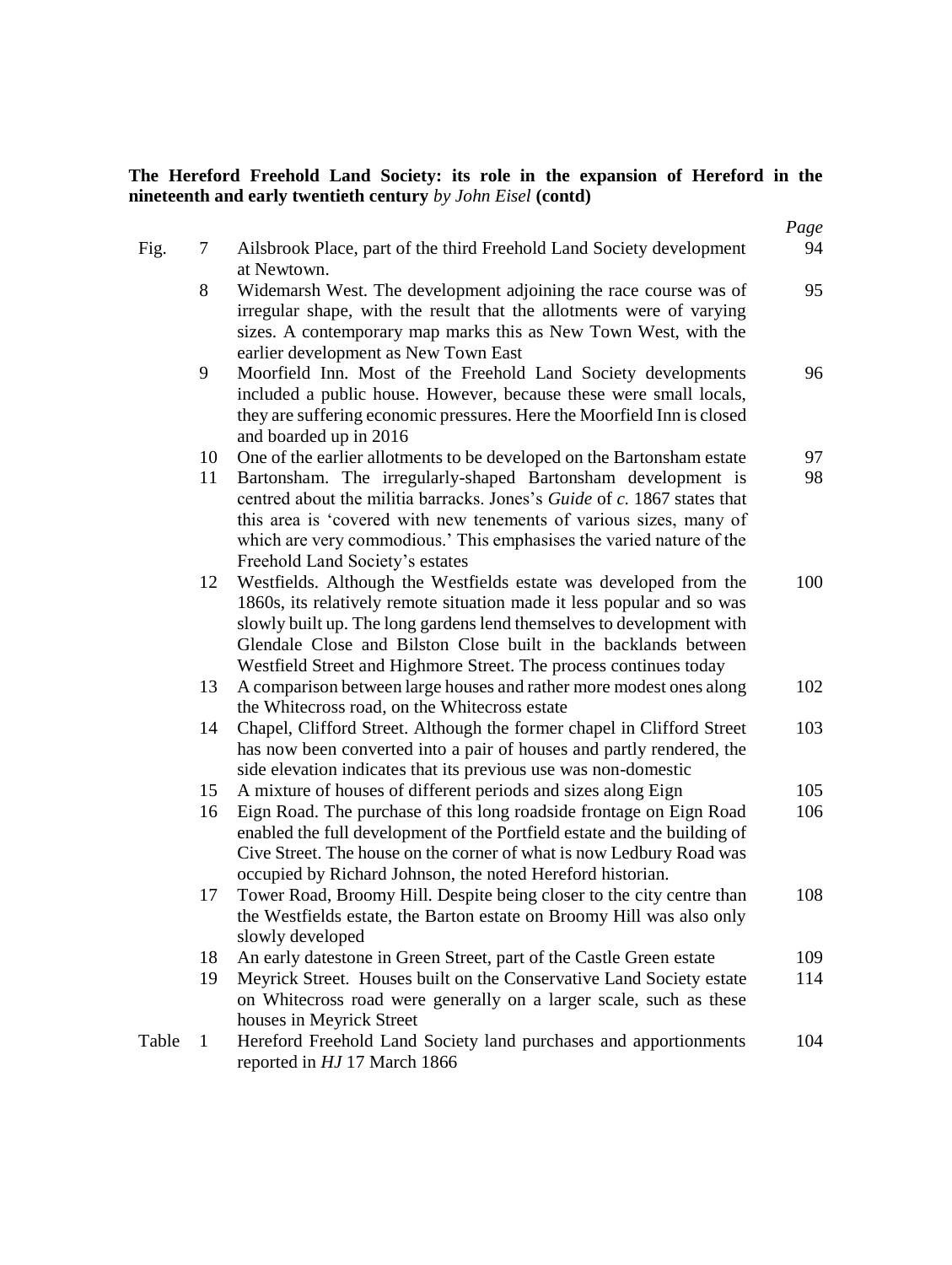**The Hereford Freehold Land Society: its role in the expansion of Hereford in the nineteenth and early twentieth century** *by John Eisel* **(contd)**

| | | | *Page* |
|---|---|---|---|
| Fig. | 7 | Ailsbrook Place, part of the third Freehold Land Society development at Newtown. | 94 |
| | 8 | Widemarsh West. The development adjoining the race course was of irregular shape, with the result that the allotments were of varying sizes. A contemporary map marks this as New Town West, with the earlier development as New Town East | 95 |
| | 9 | Moorfield Inn. Most of the Freehold Land Society developments included a public house. However, because these were small locals, they are suffering economic pressures. Here the Moorfield Inn is closed and boarded up in 2016 | 96 |
| | 10 | One of the earlier allotments to be developed on the Bartonsham estate | 97 |
| | 11 | Bartonsham. The irregularly-shaped Bartonsham development is centred about the militia barracks. Jones's *Guide* of *c.* 1867 states that this area is 'covered with new tenements of various sizes, many of which are very commodious.' This emphasises the varied nature of the Freehold Land Society's estates | 98 |
| | 12 | Westfields. Although the Westfields estate was developed from the 1860s, its relatively remote situation made it less popular and so was slowly built up. The long gardens lend themselves to development with Glendale Close and Bilston Close built in the backlands between Westfield Street and Highmore Street. The process continues today | 100 |
| | 13 | A comparison between large houses and rather more modest ones along the Whitecross road, on the Whitecross estate | 102 |
| | 14 | Chapel, Clifford Street. Although the former chapel in Clifford Street has now been converted into a pair of houses and partly rendered, the side elevation indicates that its previous use was non-domestic | 103 |
| | 15 | A mixture of houses of different periods and sizes along Eign | 105 |
| | 16 | Eign Road. The purchase of this long roadside frontage on Eign Road enabled the full development of the Portfield estate and the building of Cive Street. The house on the corner of what is now Ledbury Road was occupied by Richard Johnson, the noted Hereford historian. | 106 |
| | 17 | Tower Road, Broomy Hill. Despite being closer to the city centre than the Westfields estate, the Barton estate on Broomy Hill was also only slowly developed | 108 |
| | 18 | An early datestone in Green Street, part of the Castle Green estate | 109 |
| | 19 | Meyrick Street. Houses built on the Conservative Land Society estate on Whitecross road were generally on a larger scale, such as these houses in Meyrick Street | 114 |
| Table | 1 | Hereford Freehold Land Society land purchases and apportionments reported in *HJ* 17 March 1866 | 104 |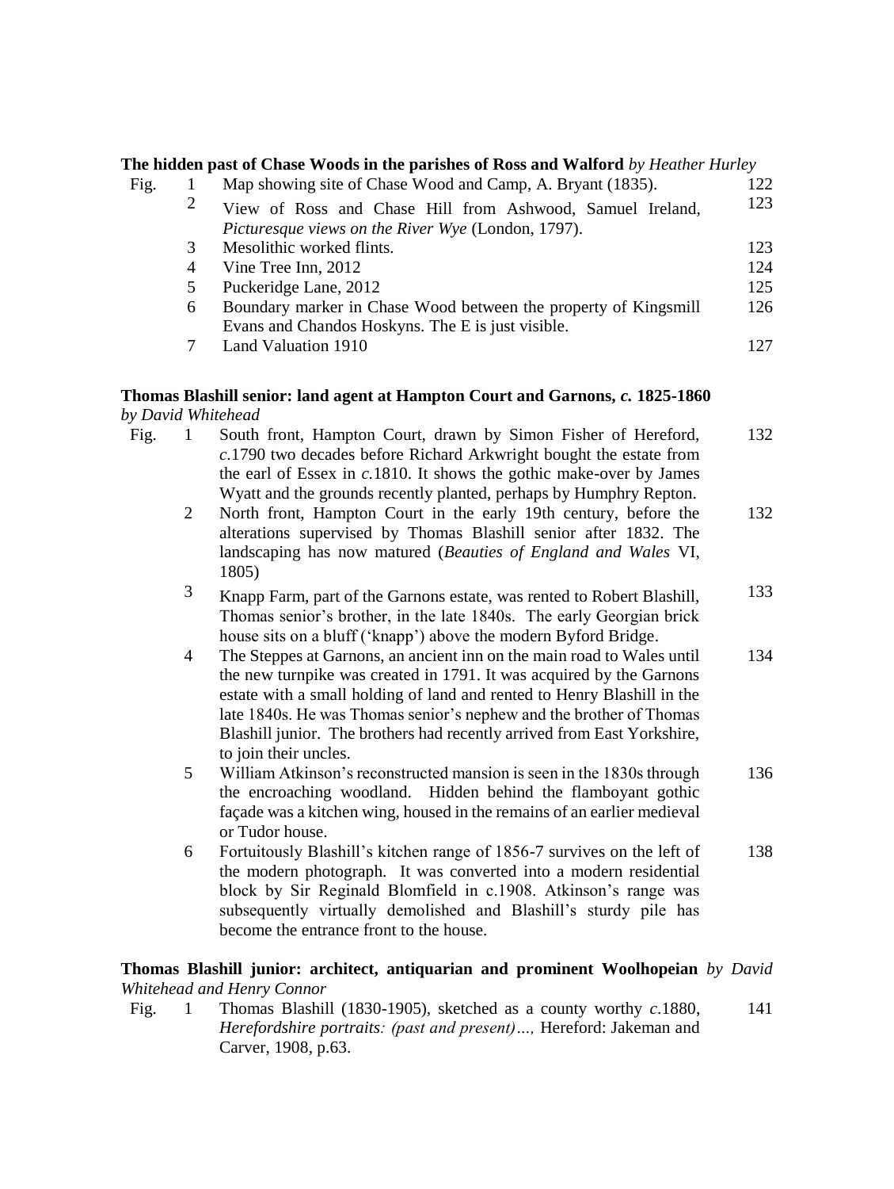**The hidden past of Chase Woods in the parishes of Ross and Walford** *by Heather Hurley*

| Fig. | | | |
|---|---|---|---|
| Fig. | 1 | Map showing site of Chase Wood and Camp, A. Bryant (1835). | 122 |
| | 2 | View of Ross and Chase Hill from Ashwood, Samuel Ireland, *Picturesque views on the River Wye* (London, 1797). | 123 |
| | 3 | Mesolithic worked flints. | 123 |
| | 4 | Vine Tree Inn, 2012 | 124 |
| | 5 | Puckeridge Lane, 2012 | 125 |
| | 6 | Boundary marker in Chase Wood between the property of Kingsmill Evans and Chandos Hoskyns. The E is just visible. | 126 |
| | 7 | Land Valuation 1910 | 127 |

**Thomas Blashill senior: land agent at Hampton Court and Garnons, *c.* 1825-1860** *by David Whitehead*

| Fig. | | | |
|---|---|---|---|
| Fig. | 1 | South front, Hampton Court, drawn by Simon Fisher of Hereford, *c.*1790 two decades before Richard Arkwright bought the estate from the earl of Essex in *c.*1810. It shows the gothic make-over by James Wyatt and the grounds recently planted, perhaps by Humphry Repton. | 132 |
| | 2 | North front, Hampton Court in the early 19th century, before the alterations supervised by Thomas Blashill senior after 1832. The landscaping has now matured (*Beauties of England and Wales* VI, 1805) | 132 |
| | 3 | Knapp Farm, part of the Garnons estate, was rented to Robert Blashill, Thomas senior's brother, in the late 1840s. The early Georgian brick house sits on a bluff ('knapp') above the modern Byford Bridge. | 133 |
| | 4 | The Steppes at Garnons, an ancient inn on the main road to Wales until the new turnpike was created in 1791. It was acquired by the Garnons estate with a small holding of land and rented to Henry Blashill in the late 1840s. He was Thomas senior's nephew and the brother of Thomas Blashill junior. The brothers had recently arrived from East Yorkshire, to join their uncles. | 134 |
| | 5 | William Atkinson's reconstructed mansion is seen in the 1830s through the encroaching woodland. Hidden behind the flamboyant gothic façade was a kitchen wing, housed in the remains of an earlier medieval or Tudor house. | 136 |
| | 6 | Fortuitously Blashill's kitchen range of 1856-7 survives on the left of the modern photograph. It was converted into a modern residential block by Sir Reginald Blomfield in c.1908. Atkinson's range was subsequently virtually demolished and Blashill's sturdy pile has become the entrance front to the house. | 138 |

**Thomas Blashill junior: architect, antiquarian and prominent Woolhopeian** *by David Whitehead and Henry Connor*

| Fig. | | | |
|---|---|---|---|
| Fig. | 1 | Thomas Blashill (1830-1905), sketched as a county worthy *c.*1880, *Herefordshire portraits: (past and present)…,* Hereford: Jakeman and Carver, 1908, p.63. | 141 |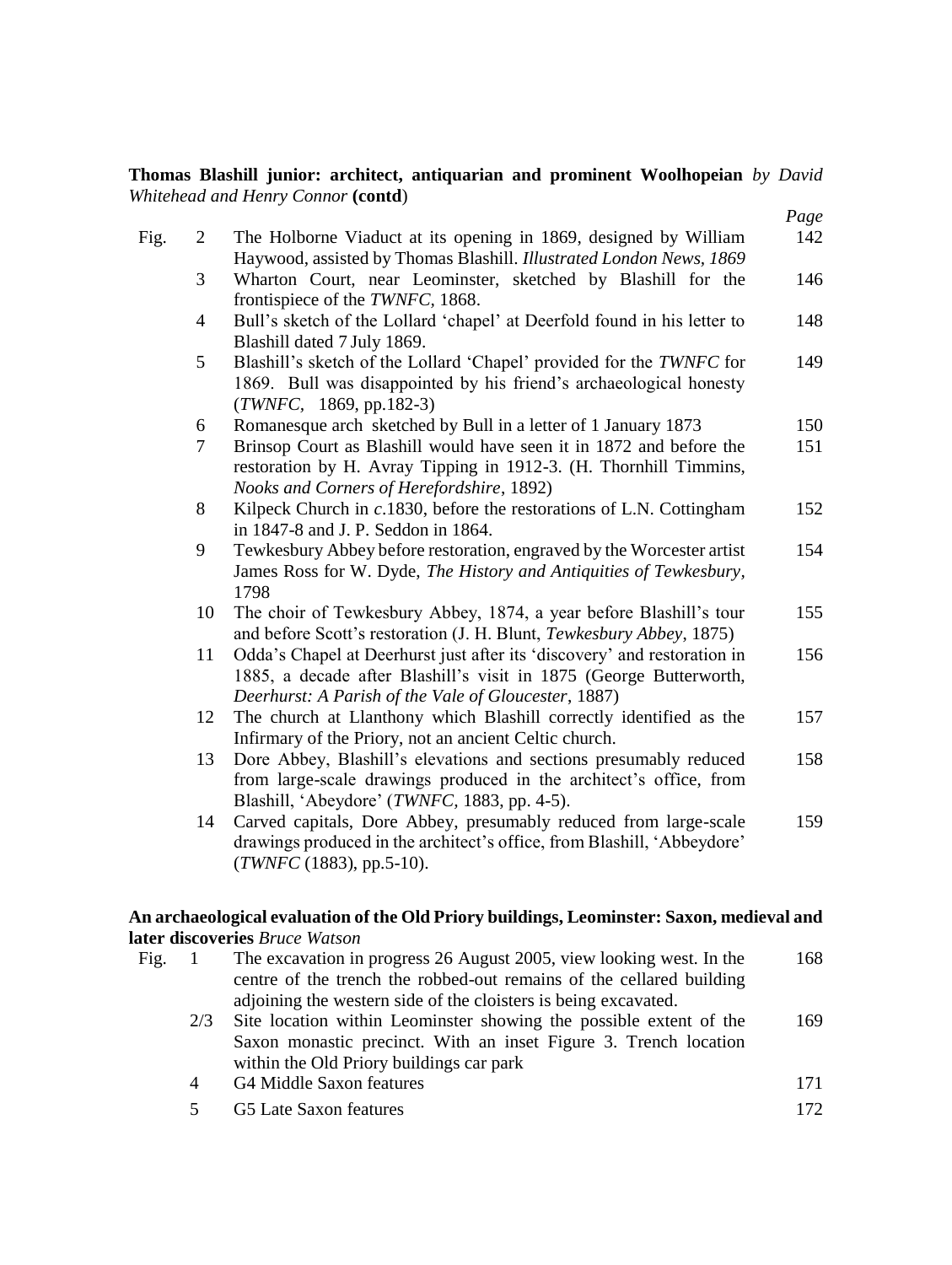**Thomas Blashill junior: architect, antiquarian and prominent Woolhopeian** *by David Whitehead and Henry Connor* **(contd**)

| | | | *Page* |
|---|---|---|---|
| Fig. | 2 | The Holborne Viaduct at its opening in 1869, designed by William Haywood, assisted by Thomas Blashill. *Illustrated London News, 1869* | 142 |
| | 3 | Wharton Court, near Leominster, sketched by Blashill for the frontispiece of the *TWNFC,* 1868. | 146 |
| | 4 | Bull's sketch of the Lollard 'chapel' at Deerfold found in his letter to Blashill dated 7 July 1869. | 148 |
| | 5 | Blashill's sketch of the Lollard 'Chapel' provided for the *TWNFC* for 1869. Bull was disappointed by his friend's archaeological honesty (*TWNFC,* 1869, pp.182-3) | 149 |
| | 6 | Romanesque arch sketched by Bull in a letter of 1 January 1873 | 150 |
| | 7 | Brinsop Court as Blashill would have seen it in 1872 and before the restoration by H. Avray Tipping in 1912-3. (H. Thornhill Timmins, *Nooks and Corners of Herefordshire*, 1892) | 151 |
| | 8 | Kilpeck Church in *c*.1830, before the restorations of L.N. Cottingham in 1847-8 and J. P. Seddon in 1864. | 152 |
| | 9 | Tewkesbury Abbey before restoration, engraved by the Worcester artist James Ross for W. Dyde, *The History and Antiquities of Tewkesbury*, 1798 | 154 |
| | 10 | The choir of Tewkesbury Abbey, 1874, a year before Blashill's tour and before Scott's restoration (J. H. Blunt, *Tewkesbury Abbey*, 1875) | 155 |
| | 11 | Odda's Chapel at Deerhurst just after its 'discovery' and restoration in 1885, a decade after Blashill's visit in 1875 (George Butterworth, *Deerhurst: A Parish of the Vale of Gloucester*, 1887) | 156 |
| | 12 | The church at Llanthony which Blashill correctly identified as the Infirmary of the Priory, not an ancient Celtic church. | 157 |
| | 13 | Dore Abbey, Blashill's elevations and sections presumably reduced from large-scale drawings produced in the architect's office, from Blashill, 'Abeydore' (*TWNFC,* 1883, pp. 4-5). | 158 |
| | 14 | Carved capitals, Dore Abbey, presumably reduced from large-scale drawings produced in the architect's office, from Blashill, 'Abbeydore' (*TWNFC* (1883), pp.5-10). | 159 |

**An archaeological evaluation of the Old Priory buildings, Leominster: Saxon, medieval and later discoveries** *Bruce Watson*

| | | | |
|---|---|---|---|
| Fig. | 1 | The excavation in progress 26 August 2005, view looking west. In the centre of the trench the robbed-out remains of the cellared building adjoining the western side of the cloisters is being excavated. | 168 |
| | 2/3 | Site location within Leominster showing the possible extent of the Saxon monastic precinct. With an inset Figure 3. Trench location within the Old Priory buildings car park | 169 |
| | 4 | G4 Middle Saxon features | 171 |
| | 5 | G5 Late Saxon features | 172 |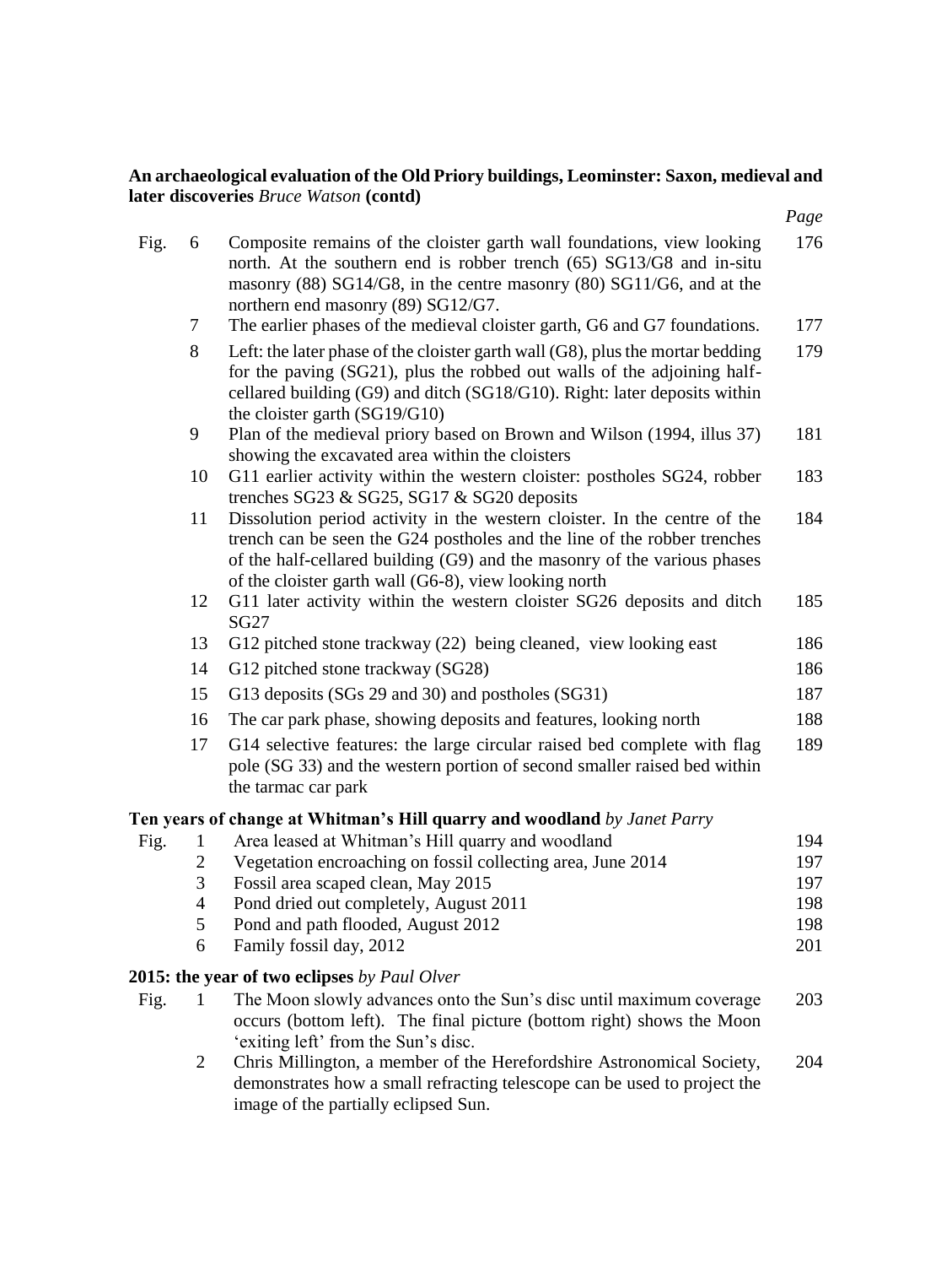**An archaeological evaluation of the Old Priory buildings, Leominster: Saxon, medieval and later discoveries** *Bruce Watson* **(contd)**

| | | | *Page* |
|---|---|---|---|
| Fig. | 6 | Composite remains of the cloister garth wall foundations, view looking north. At the southern end is robber trench (65) SG13/G8 and in-situ masonry (88) SG14/G8, in the centre masonry (80) SG11/G6, and at the northern end masonry (89) SG12/G7. | 176 |
| | 7 | The earlier phases of the medieval cloister garth, G6 and G7 foundations. | 177 |
| | 8 | Left: the later phase of the cloister garth wall (G8), plus the mortar bedding for the paving (SG21), plus the robbed out walls of the adjoining half-cellared building (G9) and ditch (SG18/G10). Right: later deposits within the cloister garth (SG19/G10) | 179 |
| | 9 | Plan of the medieval priory based on Brown and Wilson (1994, illus 37) showing the excavated area within the cloisters | 181 |
| | 10 | G11 earlier activity within the western cloister: postholes SG24, robber trenches SG23 & SG25, SG17 & SG20 deposits | 183 |
| | 11 | Dissolution period activity in the western cloister. In the centre of the trench can be seen the G24 postholes and the line of the robber trenches of the half-cellared building (G9) and the masonry of the various phases of the cloister garth wall (G6-8), view looking north | 184 |
| | 12 | G11 later activity within the western cloister SG26 deposits and ditch SG27 | 185 |
| | 13 | G12 pitched stone trackway (22) being cleaned, view looking east | 186 |
| | 14 | G12 pitched stone trackway (SG28) | 186 |
| | 15 | G13 deposits (SGs 29 and 30) and postholes (SG31) | 187 |
| | 16 | The car park phase, showing deposits and features, looking north | 188 |
| | 17 | G14 selective features: the large circular raised bed complete with flag pole (SG 33) and the western portion of second smaller raised bed within the tarmac car park | 189 |

**Ten years of change at Whitman's Hill quarry and woodland** *by Janet Parry*

| | | | |
|---|---|---|---|
| Fig. | 1 | Area leased at Whitman's Hill quarry and woodland | 194 |
| | 2 | Vegetation encroaching on fossil collecting area, June 2014 | 197 |
| | 3 | Fossil area scaped clean, May 2015 | 197 |
| | 4 | Pond dried out completely, August 2011 | 198 |
| | 5 | Pond and path flooded, August 2012 | 198 |
| | 6 | Family fossil day, 2012 | 201 |

**2015: the year of two eclipses** *by Paul Olver*

| | | | |
|---|---|---|---|
| Fig. | 1 | The Moon slowly advances onto the Sun's disc until maximum coverage occurs (bottom left). The final picture (bottom right) shows the Moon 'exiting left' from the Sun's disc. | 203 |
| | 2 | Chris Millington, a member of the Herefordshire Astronomical Society, demonstrates how a small refracting telescope can be used to project the image of the partially eclipsed Sun. | 204 |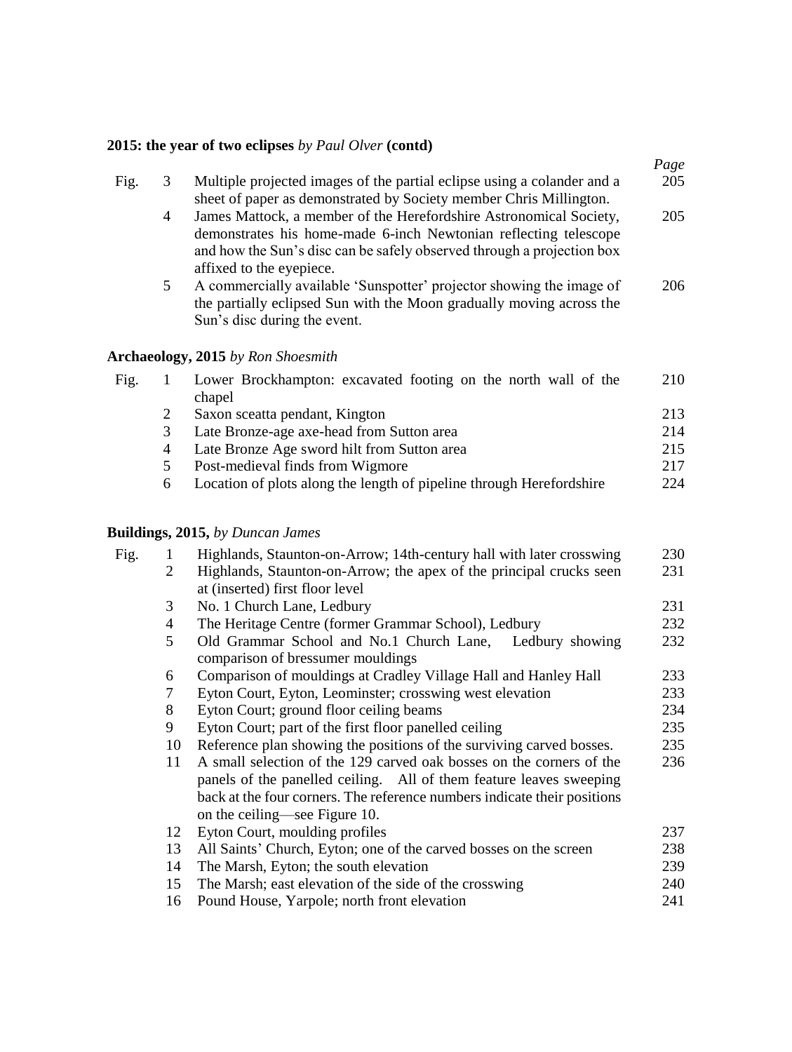**2015: the year of two eclipses** *by Paul Olver* **(contd)**

| | | | *Page* |
|---|---|---|---|
| Fig. | 3 | Multiple projected images of the partial eclipse using a colander and a sheet of paper as demonstrated by Society member Chris Millington. | 205 |
| | 4 | James Mattock, a member of the Herefordshire Astronomical Society, demonstrates his home-made 6-inch Newtonian reflecting telescope and how the Sun's disc can be safely observed through a projection box affixed to the eyepiece. | 205 |
| | 5 | A commercially available 'Sunspotter' projector showing the image of the partially eclipsed Sun with the Moon gradually moving across the Sun's disc during the event. | 206 |

**Archaeology, 2015** *by Ron Shoesmith*

| | | | |
|---|---|---|---|
| Fig. | 1 | Lower Brockhampton: excavated footing on the north wall of the chapel | 210 |
| | 2 | Saxon sceatta pendant, Kington | 213 |
| | 3 | Late Bronze-age axe-head from Sutton area | 214 |
| | 4 | Late Bronze Age sword hilt from Sutton area | 215 |
| | 5 | Post-medieval finds from Wigmore | 217 |
| | 6 | Location of plots along the length of pipeline through Herefordshire | 224 |

**Buildings, 2015,** *by Duncan James*

| | | | |
|---|---|---|---|
| Fig. | 1 | Highlands, Staunton-on-Arrow; 14th-century hall with later crosswing | 230 |
| | 2 | Highlands, Staunton-on-Arrow; the apex of the principal crucks seen at (inserted) first floor level | 231 |
| | 3 | No. 1 Church Lane, Ledbury | 231 |
| | 4 | The Heritage Centre (former Grammar School), Ledbury | 232 |
| | 5 | Old Grammar School and No.1 Church Lane, Ledbury showing comparison of bressumer mouldings | 232 |
| | 6 | Comparison of mouldings at Cradley Village Hall and Hanley Hall | 233 |
| | 7 | Eyton Court, Eyton, Leominster; crosswing west elevation | 233 |
| | 8 | Eyton Court; ground floor ceiling beams | 234 |
| | 9 | Eyton Court; part of the first floor panelled ceiling | 235 |
| | 10 | Reference plan showing the positions of the surviving carved bosses. | 235 |
| | 11 | A small selection of the 129 carved oak bosses on the corners of the panels of the panelled ceiling. All of them feature leaves sweeping back at the four corners. The reference numbers indicate their positions on the ceiling—see Figure 10. | 236 |
| | 12 | Eyton Court, moulding profiles | 237 |
| | 13 | All Saints' Church, Eyton; one of the carved bosses on the screen | 238 |
| | 14 | The Marsh, Eyton; the south elevation | 239 |
| | 15 | The Marsh; east elevation of the side of the crosswing | 240 |
| | 16 | Pound House, Yarpole; north front elevation | 241 |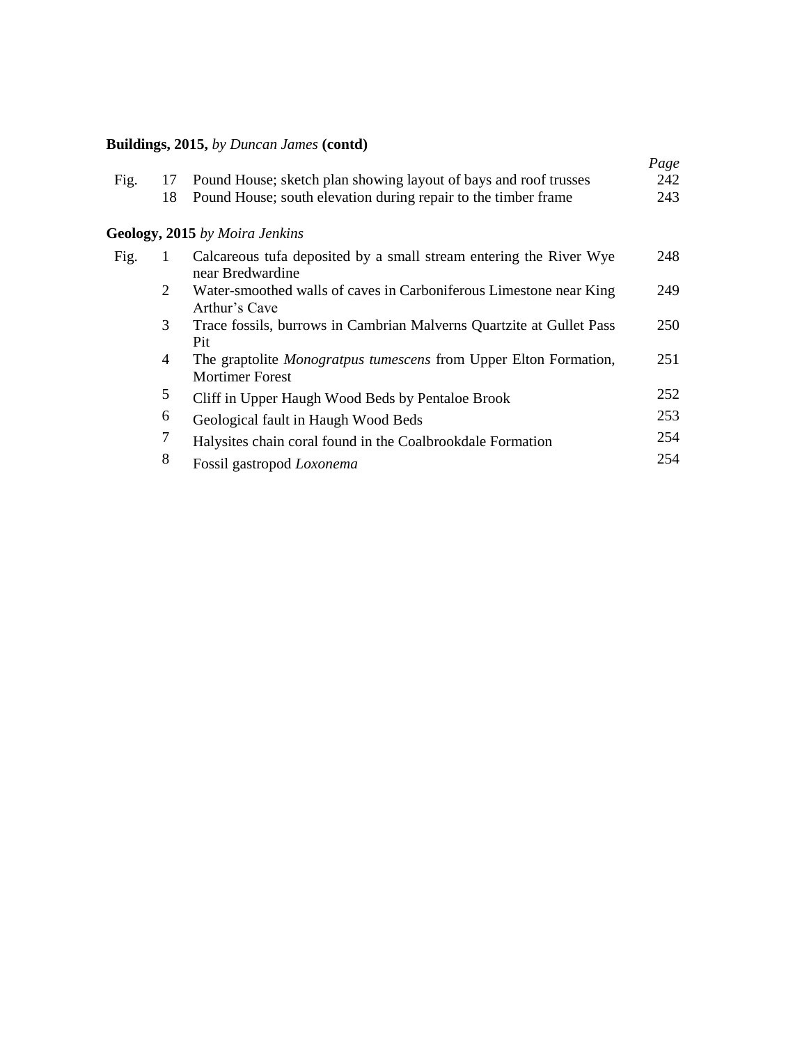**Buildings, 2015,** *by Duncan James* **(contd)**

| | | | *Page* |
|---|---|---|---|
| Fig. | 17 | Pound House; sketch plan showing layout of bays and roof trusses | 242 |
| | 18 | Pound House; south elevation during repair to the timber frame | 243 |

**Geology, 2015** *by Moira Jenkins*

| | | | |
|---|---|---|---|
| Fig. | 1 | Calcareous tufa deposited by a small stream entering the River Wye near Bredwardine | 248 |
| | 2 | Water-smoothed walls of caves in Carboniferous Limestone near King Arthur's Cave | 249 |
| | 3 | Trace fossils, burrows in Cambrian Malverns Quartzite at Gullet Pass Pit | 250 |
| | 4 | The graptolite *Monogratpus tumescens* from Upper Elton Formation, Mortimer Forest | 251 |
| | 5 | Cliff in Upper Haugh Wood Beds by Pentaloe Brook | 252 |
| | 6 | Geological fault in Haugh Wood Beds | 253 |
| | 7 | Halysites chain coral found in the Coalbrookdale Formation | 254 |
| | 8 | Fossil gastropod *Loxonema* | 254 |